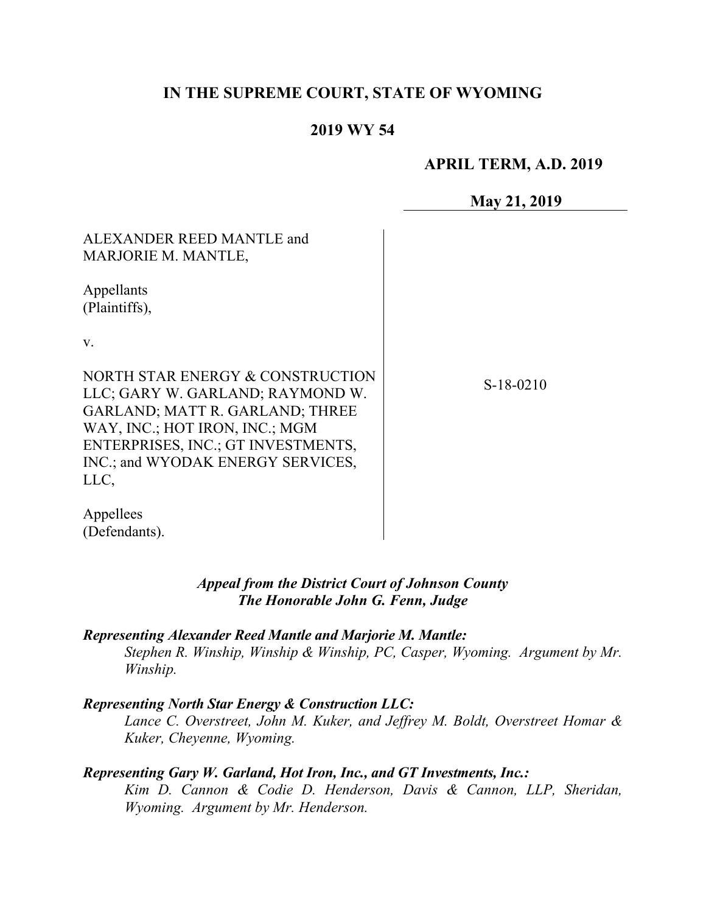**IN THE SUPREME COURT, STATE OF WYOMING**

**2019 WY 54**

**APRIL TERM, A.D. 2019**

**May 21, 2019**

ALEXANDER REED MANTLE and MARJORIE M. MANTLE,

Appellants (Plaintiffs),

v.

NORTH STAR ENERGY & CONSTRUCTION LLC; GARY W. GARLAND; RAYMOND W. GARLAND; MATT R. GARLAND; THREE WAY, INC.; HOT IRON, INC.; MGM ENTERPRISES, INC.; GT INVESTMENTS, INC.; and WYODAK ENERGY SERVICES, LLC,

Appellees (Defendants).

S-18-0210

***Appeal from the District Court of Johnson County***
***The Honorable John G. Fenn, Judge***

***Representing Alexander Reed Mantle and Marjorie M. Mantle:***
*Stephen R. Winship, Winship & Winship, PC, Casper, Wyoming. Argument by Mr. Winship.*

***Representing North Star Energy & Construction LLC:***
*Lance C. Overstreet, John M. Kuker, and Jeffrey M. Boldt, Overstreet Homar & Kuker, Cheyenne, Wyoming.*

***Representing Gary W. Garland, Hot Iron, Inc., and GT Investments, Inc.:***
*Kim D. Cannon & Codie D. Henderson, Davis & Cannon, LLP, Sheridan, Wyoming. Argument by Mr. Henderson.*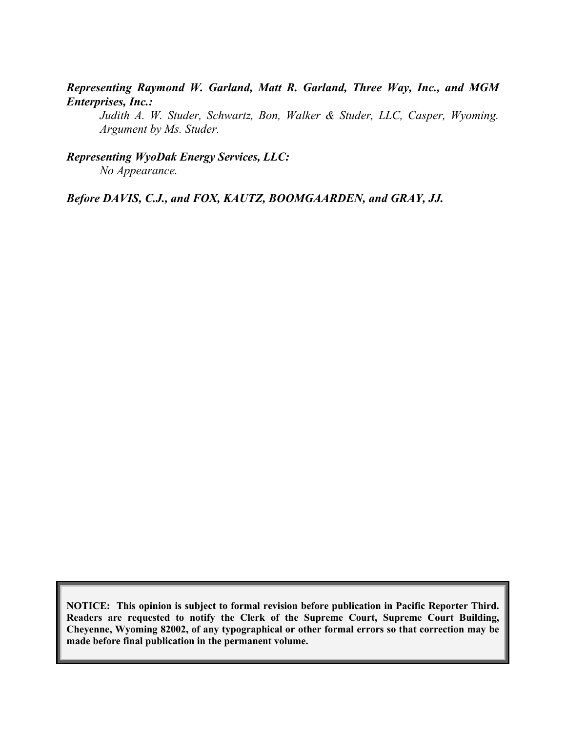***Representing Raymond W. Garland, Matt R. Garland, Three Way, Inc., and MGM Enterprises, Inc.:***

*Judith A. W. Studer, Schwartz, Bon, Walker & Studer, LLC, Casper, Wyoming. Argument by Ms. Studer.*

***Representing WyoDak Energy Services, LLC:***

*No Appearance.*

***Before DAVIS, C.J., and FOX, KAUTZ, BOOMGAARDEN, and GRAY, JJ.***

**NOTICE: This opinion is subject to formal revision before publication in Pacific Reporter Third. Readers are requested to notify the Clerk of the Supreme Court, Supreme Court Building, Cheyenne, Wyoming 82002, of any typographical or other formal errors so that correction may be made before final publication in the permanent volume.**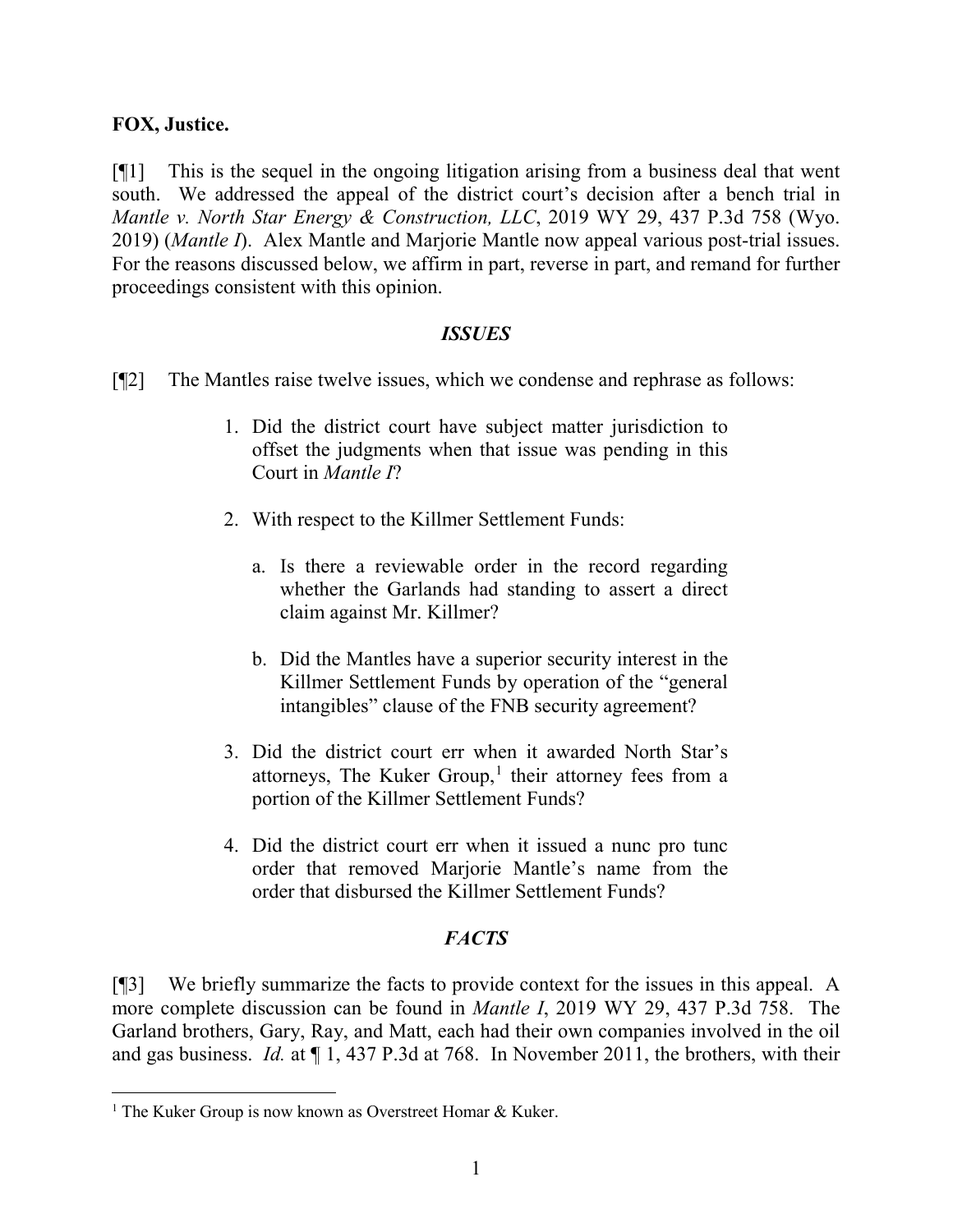**FOX, Justice.**

[¶1] This is the sequel in the ongoing litigation arising from a business deal that went south. We addressed the appeal of the district court's decision after a bench trial in *Mantle v. North Star Energy & Construction, LLC*, 2019 WY 29, 437 P.3d 758 (Wyo. 2019) (*Mantle I*). Alex Mantle and Marjorie Mantle now appeal various post-trial issues. For the reasons discussed below, we affirm in part, reverse in part, and remand for further proceedings consistent with this opinion.

## *ISSUES*

[¶2] The Mantles raise twelve issues, which we condense and rephrase as follows:

1. Did the district court have subject matter jurisdiction to offset the judgments when that issue was pending in this Court in *Mantle I*?
2. With respect to the Killmer Settlement Funds:
   a. Is there a reviewable order in the record regarding whether the Garlands had standing to assert a direct claim against Mr. Killmer?
   b. Did the Mantles have a superior security interest in the Killmer Settlement Funds by operation of the "general intangibles" clause of the FNB security agreement?
3. Did the district court err when it awarded North Star's attorneys, The Kuker Group,[1] their attorney fees from a portion of the Killmer Settlement Funds?
4. Did the district court err when it issued a nunc pro tunc order that removed Marjorie Mantle's name from the order that disbursed the Killmer Settlement Funds?

## *FACTS*

[¶3] We briefly summarize the facts to provide context for the issues in this appeal. A more complete discussion can be found in *Mantle I*, 2019 WY 29, 437 P.3d 758. The Garland brothers, Gary, Ray, and Matt, each had their own companies involved in the oil and gas business. *Id.* at ¶ 1, 437 P.3d at 768. In November 2011, the brothers, with their

---

[1] The Kuker Group is now known as Overstreet Homar & Kuker.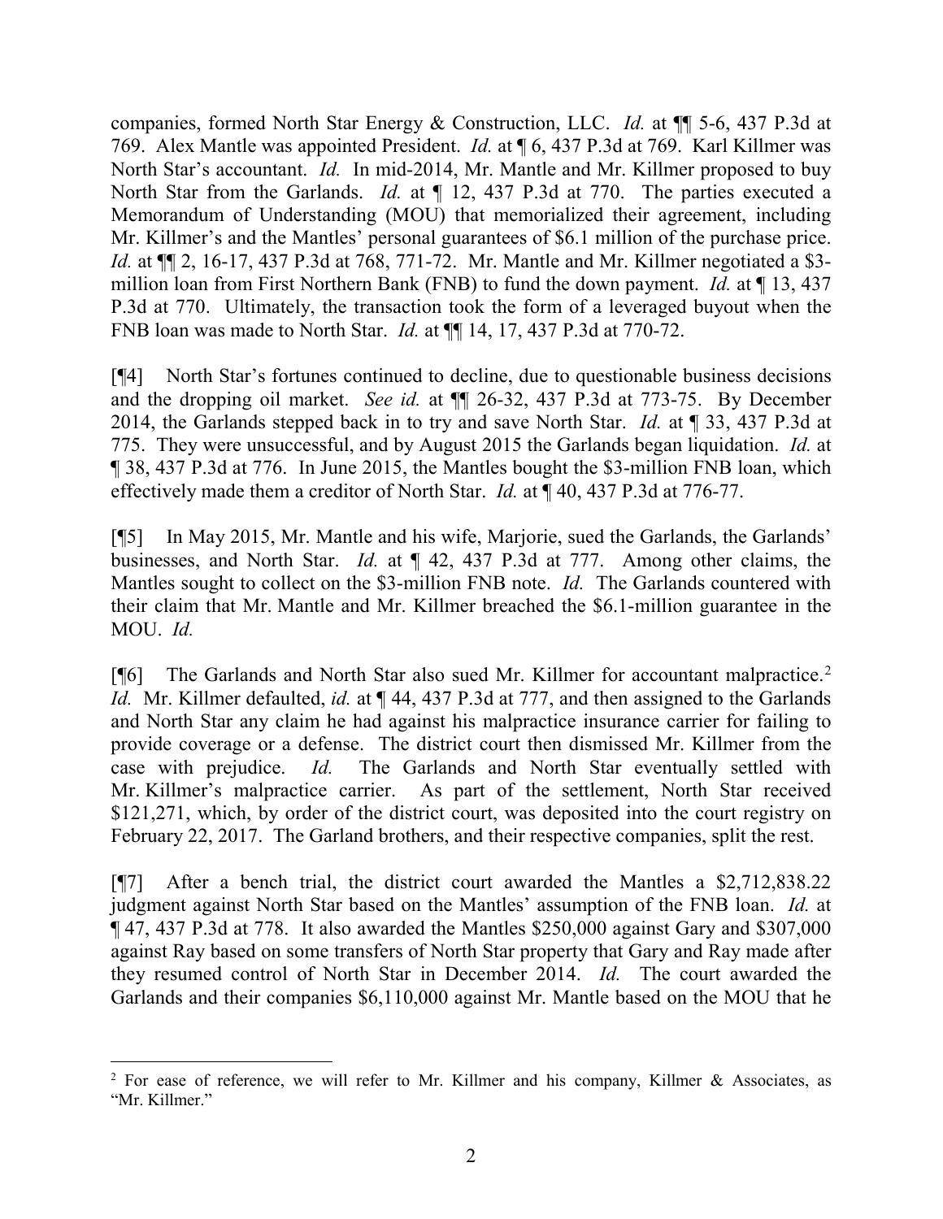companies, formed North Star Energy & Construction, LLC. *Id.* at ¶¶ 5-6, 437 P.3d at 769. Alex Mantle was appointed President. *Id.* at ¶ 6, 437 P.3d at 769. Karl Killmer was North Star's accountant. *Id.* In mid-2014, Mr. Mantle and Mr. Killmer proposed to buy North Star from the Garlands. *Id.* at ¶ 12, 437 P.3d at 770. The parties executed a Memorandum of Understanding (MOU) that memorialized their agreement, including Mr. Killmer's and the Mantles' personal guarantees of $6.1 million of the purchase price. *Id.* at ¶¶ 2, 16-17, 437 P.3d at 768, 771-72. Mr. Mantle and Mr. Killmer negotiated a $3-million loan from First Northern Bank (FNB) to fund the down payment. *Id.* at ¶ 13, 437 P.3d at 770. Ultimately, the transaction took the form of a leveraged buyout when the FNB loan was made to North Star. *Id.* at ¶¶ 14, 17, 437 P.3d at 770-72.

[¶4] North Star's fortunes continued to decline, due to questionable business decisions and the dropping oil market. *See id.* at ¶¶ 26-32, 437 P.3d at 773-75. By December 2014, the Garlands stepped back in to try and save North Star. *Id.* at ¶ 33, 437 P.3d at 775. They were unsuccessful, and by August 2015 the Garlands began liquidation. *Id.* at ¶ 38, 437 P.3d at 776. In June 2015, the Mantles bought the $3-million FNB loan, which effectively made them a creditor of North Star. *Id.* at ¶ 40, 437 P.3d at 776-77.

[¶5] In May 2015, Mr. Mantle and his wife, Marjorie, sued the Garlands, the Garlands' businesses, and North Star. *Id.* at ¶ 42, 437 P.3d at 777. Among other claims, the Mantles sought to collect on the $3-million FNB note. *Id.* The Garlands countered with their claim that Mr. Mantle and Mr. Killmer breached the $6.1-million guarantee in the MOU. *Id.*

[¶6] The Garlands and North Star also sued Mr. Killmer for accountant malpractice.[2] *Id.* Mr. Killmer defaulted, *id.* at ¶ 44, 437 P.3d at 777, and then assigned to the Garlands and North Star any claim he had against his malpractice insurance carrier for failing to provide coverage or a defense. The district court then dismissed Mr. Killmer from the case with prejudice. *Id.* The Garlands and North Star eventually settled with Mr. Killmer's malpractice carrier. As part of the settlement, North Star received $121,271, which, by order of the district court, was deposited into the court registry on February 22, 2017. The Garland brothers, and their respective companies, split the rest.

[¶7] After a bench trial, the district court awarded the Mantles a $2,712,838.22 judgment against North Star based on the Mantles' assumption of the FNB loan. *Id.* at ¶ 47, 437 P.3d at 778. It also awarded the Mantles $250,000 against Gary and $307,000 against Ray based on some transfers of North Star property that Gary and Ray made after they resumed control of North Star in December 2014. *Id.* The court awarded the Garlands and their companies $6,110,000 against Mr. Mantle based on the MOU that he

---

[2] For ease of reference, we will refer to Mr. Killmer and his company, Killmer & Associates, as "Mr. Killmer."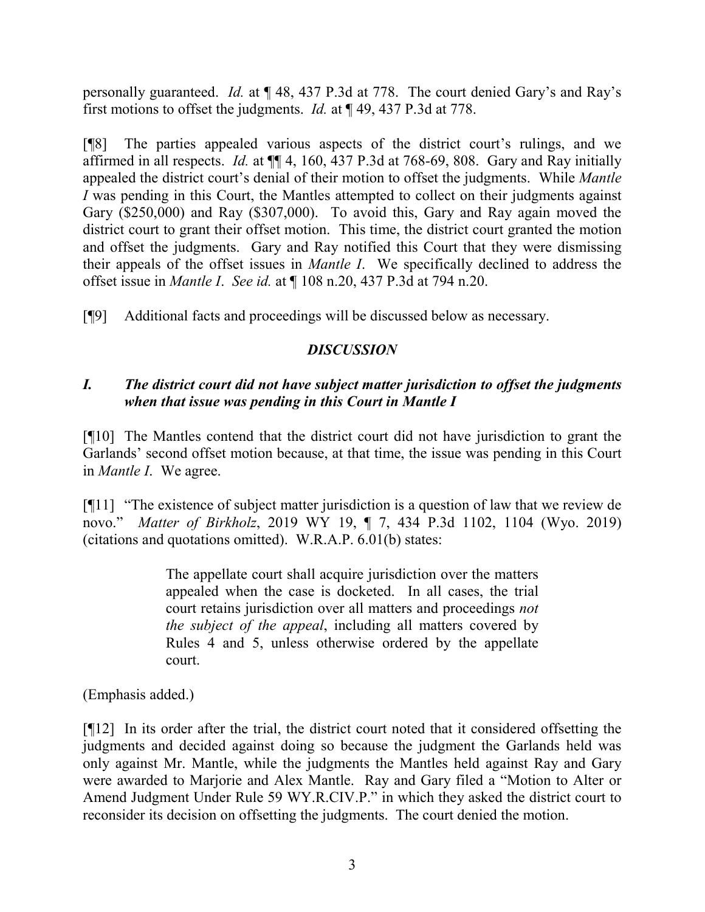personally guaranteed. *Id.* at ¶ 48, 437 P.3d at 778. The court denied Gary's and Ray's first motions to offset the judgments. *Id.* at ¶ 49, 437 P.3d at 778.

[¶8] The parties appealed various aspects of the district court's rulings, and we affirmed in all respects. *Id.* at ¶¶ 4, 160, 437 P.3d at 768-69, 808. Gary and Ray initially appealed the district court's denial of their motion to offset the judgments. While *Mantle I* was pending in this Court, the Mantles attempted to collect on their judgments against Gary ($250,000) and Ray ($307,000). To avoid this, Gary and Ray again moved the district court to grant their offset motion. This time, the district court granted the motion and offset the judgments. Gary and Ray notified this Court that they were dismissing their appeals of the offset issues in *Mantle I*. We specifically declined to address the offset issue in *Mantle I*. *See id.* at ¶ 108 n.20, 437 P.3d at 794 n.20.

[¶9] Additional facts and proceedings will be discussed below as necessary.

## *DISCUSSION*

### *I. The district court did not have subject matter jurisdiction to offset the judgments when that issue was pending in this Court in Mantle I*

[¶10] The Mantles contend that the district court did not have jurisdiction to grant the Garlands' second offset motion because, at that time, the issue was pending in this Court in *Mantle I*. We agree.

[¶11] "The existence of subject matter jurisdiction is a question of law that we review de novo." *Matter of Birkholz*, 2019 WY 19, ¶ 7, 434 P.3d 1102, 1104 (Wyo. 2019) (citations and quotations omitted). W.R.A.P. 6.01(b) states:

> The appellate court shall acquire jurisdiction over the matters appealed when the case is docketed. In all cases, the trial court retains jurisdiction over all matters and proceedings *not the subject of the appeal*, including all matters covered by Rules 4 and 5, unless otherwise ordered by the appellate court.

(Emphasis added.)

[¶12] In its order after the trial, the district court noted that it considered offsetting the judgments and decided against doing so because the judgment the Garlands held was only against Mr. Mantle, while the judgments the Mantles held against Ray and Gary were awarded to Marjorie and Alex Mantle. Ray and Gary filed a "Motion to Alter or Amend Judgment Under Rule 59 WY.R.CIV.P." in which they asked the district court to reconsider its decision on offsetting the judgments. The court denied the motion.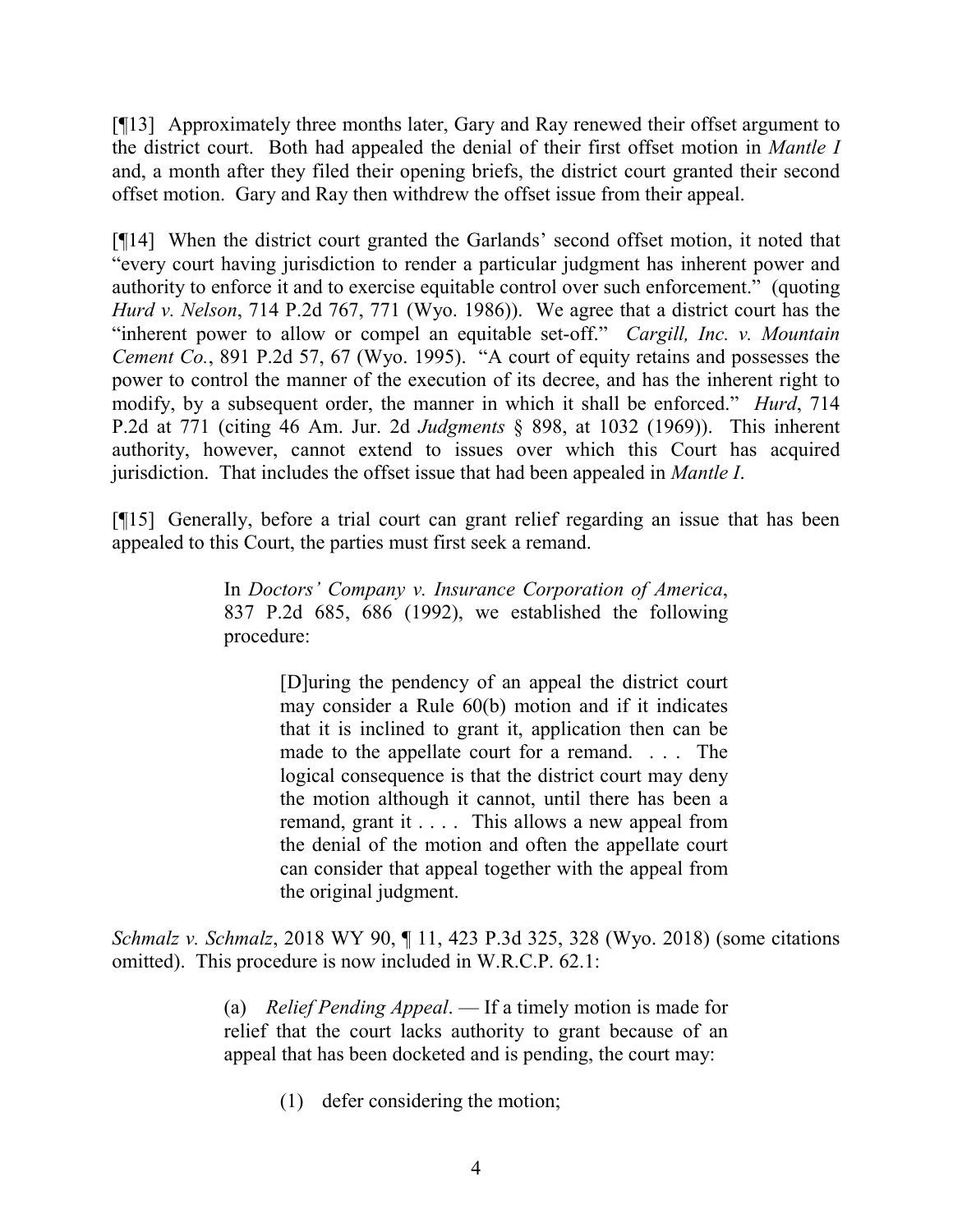[¶13] Approximately three months later, Gary and Ray renewed their offset argument to the district court. Both had appealed the denial of their first offset motion in *Mantle I* and, a month after they filed their opening briefs, the district court granted their second offset motion. Gary and Ray then withdrew the offset issue from their appeal.

[¶14] When the district court granted the Garlands' second offset motion, it noted that "every court having jurisdiction to render a particular judgment has inherent power and authority to enforce it and to exercise equitable control over such enforcement." (quoting *Hurd v. Nelson*, 714 P.2d 767, 771 (Wyo. 1986)). We agree that a district court has the "inherent power to allow or compel an equitable set-off." *Cargill, Inc. v. Mountain Cement Co.*, 891 P.2d 57, 67 (Wyo. 1995). "A court of equity retains and possesses the power to control the manner of the execution of its decree, and has the inherent right to modify, by a subsequent order, the manner in which it shall be enforced." *Hurd*, 714 P.2d at 771 (citing 46 Am. Jur. 2d *Judgments* § 898, at 1032 (1969)). This inherent authority, however, cannot extend to issues over which this Court has acquired jurisdiction. That includes the offset issue that had been appealed in *Mantle I*.

[¶15] Generally, before a trial court can grant relief regarding an issue that has been appealed to this Court, the parties must first seek a remand.

> In *Doctors' Company v. Insurance Corporation of America*, 837 P.2d 685, 686 (1992), we established the following procedure:
>
> > [D]uring the pendency of an appeal the district court may consider a Rule 60(b) motion and if it indicates that it is inclined to grant it, application then can be made to the appellate court for a remand. . . . The logical consequence is that the district court may deny the motion although it cannot, until there has been a remand, grant it . . . . This allows a new appeal from the denial of the motion and often the appellate court can consider that appeal together with the appeal from the original judgment.

*Schmalz v. Schmalz*, 2018 WY 90, ¶ 11, 423 P.3d 325, 328 (Wyo. 2018) (some citations omitted). This procedure is now included in W.R.C.P. 62.1:

> (a) *Relief Pending Appeal*. — If a timely motion is made for relief that the court lacks authority to grant because of an appeal that has been docketed and is pending, the court may:
>
> > (1) defer considering the motion;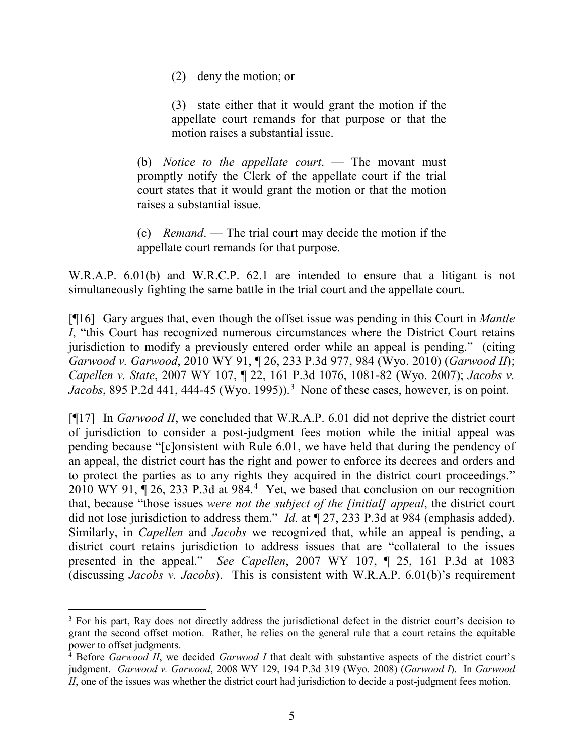> (2) deny the motion; or
>
> (3) state either that it would grant the motion if the appellate court remands for that purpose or that the motion raises a substantial issue.
>
> (b) *Notice to the appellate court*. — The movant must promptly notify the Clerk of the appellate court if the trial court states that it would grant the motion or that the motion raises a substantial issue.
>
> (c) *Remand*. — The trial court may decide the motion if the appellate court remands for that purpose.

W.R.A.P. 6.01(b) and W.R.C.P. 62.1 are intended to ensure that a litigant is not simultaneously fighting the same battle in the trial court and the appellate court.

[¶16] Gary argues that, even though the offset issue was pending in this Court in *Mantle I*, "this Court has recognized numerous circumstances where the District Court retains jurisdiction to modify a previously entered order while an appeal is pending." (citing *Garwood v. Garwood*, 2010 WY 91, ¶ 26, 233 P.3d 977, 984 (Wyo. 2010) (*Garwood II*); *Capellen v. State*, 2007 WY 107, ¶ 22, 161 P.3d 1076, 1081-82 (Wyo. 2007); *Jacobs v. Jacobs*, 895 P.2d 441, 444-45 (Wyo. 1995)).[3] None of these cases, however, is on point.

[¶17] In *Garwood II*, we concluded that W.R.A.P. 6.01 did not deprive the district court of jurisdiction to consider a post-judgment fees motion while the initial appeal was pending because "[c]onsistent with Rule 6.01, we have held that during the pendency of an appeal, the district court has the right and power to enforce its decrees and orders and to protect the parties as to any rights they acquired in the district court proceedings." 2010 WY 91, ¶ 26, 233 P.3d at 984.[4] Yet, we based that conclusion on our recognition that, because "those issues *were not the subject of the [initial] appeal*, the district court did not lose jurisdiction to address them." *Id.* at ¶ 27, 233 P.3d at 984 (emphasis added). Similarly, in *Capellen* and *Jacobs* we recognized that, while an appeal is pending, a district court retains jurisdiction to address issues that are "collateral to the issues presented in the appeal." *See Capellen*, 2007 WY 107, ¶ 25, 161 P.3d at 1083 (discussing *Jacobs v. Jacobs*). This is consistent with W.R.A.P. 6.01(b)'s requirement

---

[3] For his part, Ray does not directly address the jurisdictional defect in the district court's decision to grant the second offset motion. Rather, he relies on the general rule that a court retains the equitable power to offset judgments.

[4] Before *Garwood II*, we decided *Garwood I* that dealt with substantive aspects of the district court's judgment. *Garwood v. Garwood*, 2008 WY 129, 194 P.3d 319 (Wyo. 2008) (*Garwood I*). In *Garwood II*, one of the issues was whether the district court had jurisdiction to decide a post-judgment fees motion.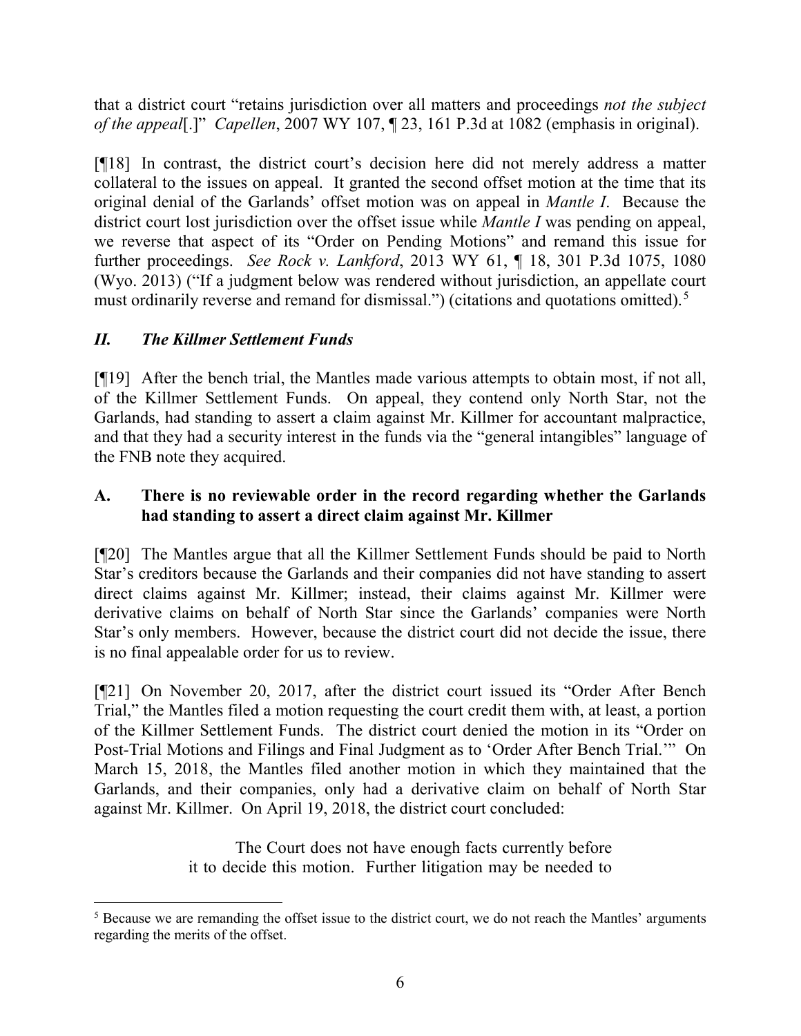that a district court "retains jurisdiction over all matters and proceedings *not the subject of the appeal*[.]" *Capellen*, 2007 WY 107, ¶ 23, 161 P.3d at 1082 (emphasis in original).

[¶18] In contrast, the district court's decision here did not merely address a matter collateral to the issues on appeal. It granted the second offset motion at the time that its original denial of the Garlands' offset motion was on appeal in *Mantle I*. Because the district court lost jurisdiction over the offset issue while *Mantle I* was pending on appeal, we reverse that aspect of its "Order on Pending Motions" and remand this issue for further proceedings. *See Rock v. Lankford*, 2013 WY 61, ¶ 18, 301 P.3d 1075, 1080 (Wyo. 2013) ("If a judgment below was rendered without jurisdiction, an appellate court must ordinarily reverse and remand for dismissal.") (citations and quotations omitted).[5]

## *II. The Killmer Settlement Funds*

[¶19] After the bench trial, the Mantles made various attempts to obtain most, if not all, of the Killmer Settlement Funds. On appeal, they contend only North Star, not the Garlands, had standing to assert a claim against Mr. Killmer for accountant malpractice, and that they had a security interest in the funds via the "general intangibles" language of the FNB note they acquired.

### **A. There is no reviewable order in the record regarding whether the Garlands had standing to assert a direct claim against Mr. Killmer**

[¶20] The Mantles argue that all the Killmer Settlement Funds should be paid to North Star's creditors because the Garlands and their companies did not have standing to assert direct claims against Mr. Killmer; instead, their claims against Mr. Killmer were derivative claims on behalf of North Star since the Garlands' companies were North Star's only members. However, because the district court did not decide the issue, there is no final appealable order for us to review.

[¶21] On November 20, 2017, after the district court issued its "Order After Bench Trial," the Mantles filed a motion requesting the court credit them with, at least, a portion of the Killmer Settlement Funds. The district court denied the motion in its "Order on Post-Trial Motions and Filings and Final Judgment as to 'Order After Bench Trial.'" On March 15, 2018, the Mantles filed another motion in which they maintained that the Garlands, and their companies, only had a derivative claim on behalf of North Star against Mr. Killmer. On April 19, 2018, the district court concluded:

> The Court does not have enough facts currently before it to decide this motion. Further litigation may be needed to

[5] Because we are remanding the offset issue to the district court, we do not reach the Mantles' arguments regarding the merits of the offset.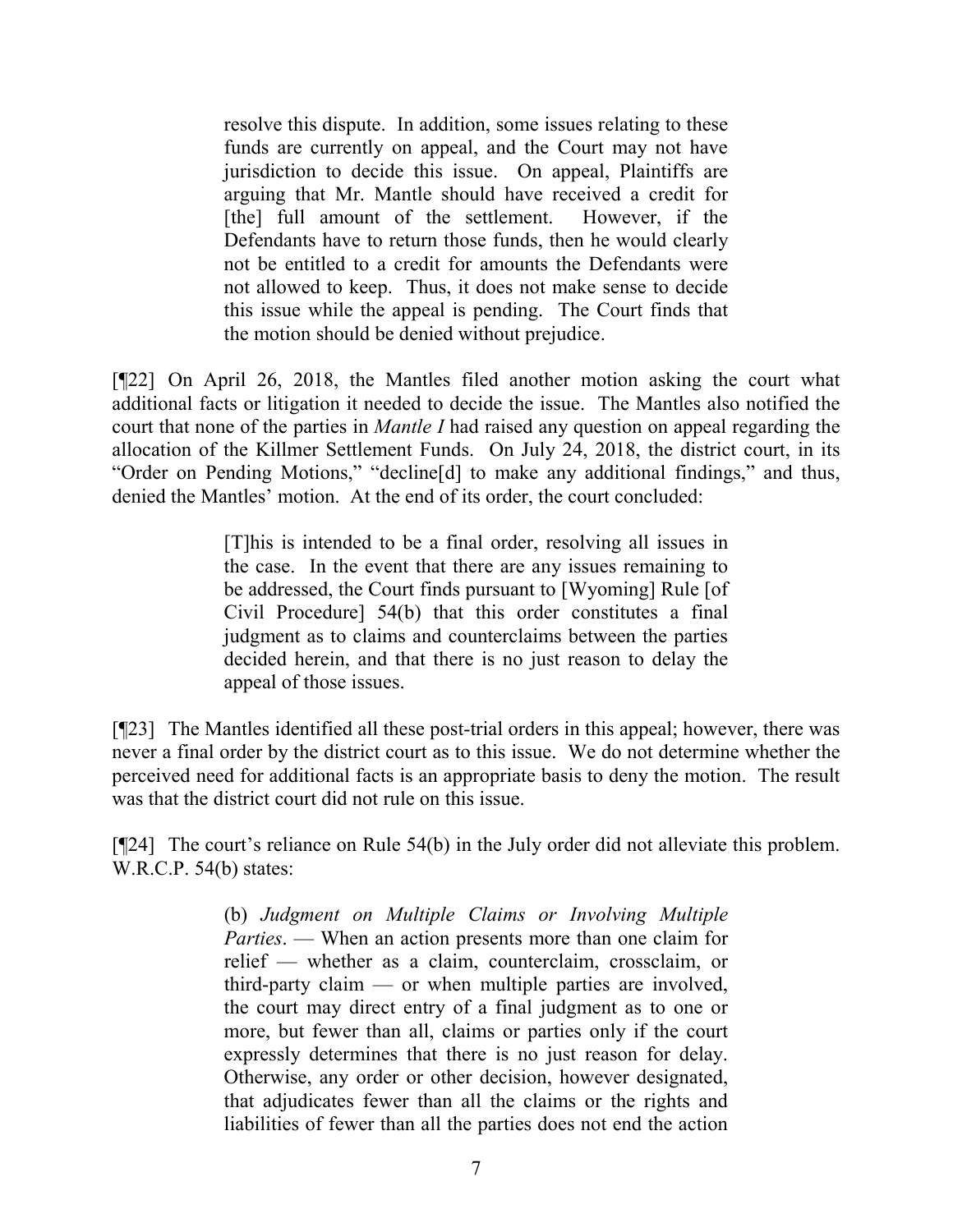> resolve this dispute. In addition, some issues relating to these funds are currently on appeal, and the Court may not have jurisdiction to decide this issue. On appeal, Plaintiffs are arguing that Mr. Mantle should have received a credit for [the] full amount of the settlement. However, if the Defendants have to return those funds, then he would clearly not be entitled to a credit for amounts the Defendants were not allowed to keep. Thus, it does not make sense to decide this issue while the appeal is pending. The Court finds that the motion should be denied without prejudice.

[¶22] On April 26, 2018, the Mantles filed another motion asking the court what additional facts or litigation it needed to decide the issue. The Mantles also notified the court that none of the parties in *Mantle I* had raised any question on appeal regarding the allocation of the Killmer Settlement Funds. On July 24, 2018, the district court, in its "Order on Pending Motions," "decline[d] to make any additional findings," and thus, denied the Mantles' motion. At the end of its order, the court concluded:

> [T]his is intended to be a final order, resolving all issues in the case. In the event that there are any issues remaining to be addressed, the Court finds pursuant to [Wyoming] Rule [of Civil Procedure] 54(b) that this order constitutes a final judgment as to claims and counterclaims between the parties decided herein, and that there is no just reason to delay the appeal of those issues.

[¶23] The Mantles identified all these post-trial orders in this appeal; however, there was never a final order by the district court as to this issue. We do not determine whether the perceived need for additional facts is an appropriate basis to deny the motion. The result was that the district court did not rule on this issue.

[¶24] The court's reliance on Rule 54(b) in the July order did not alleviate this problem. W.R.C.P. 54(b) states:

> (b) *Judgment on Multiple Claims or Involving Multiple Parties*. — When an action presents more than one claim for relief — whether as a claim, counterclaim, crossclaim, or third-party claim — or when multiple parties are involved, the court may direct entry of a final judgment as to one or more, but fewer than all, claims or parties only if the court expressly determines that there is no just reason for delay. Otherwise, any order or other decision, however designated, that adjudicates fewer than all the claims or the rights and liabilities of fewer than all the parties does not end the action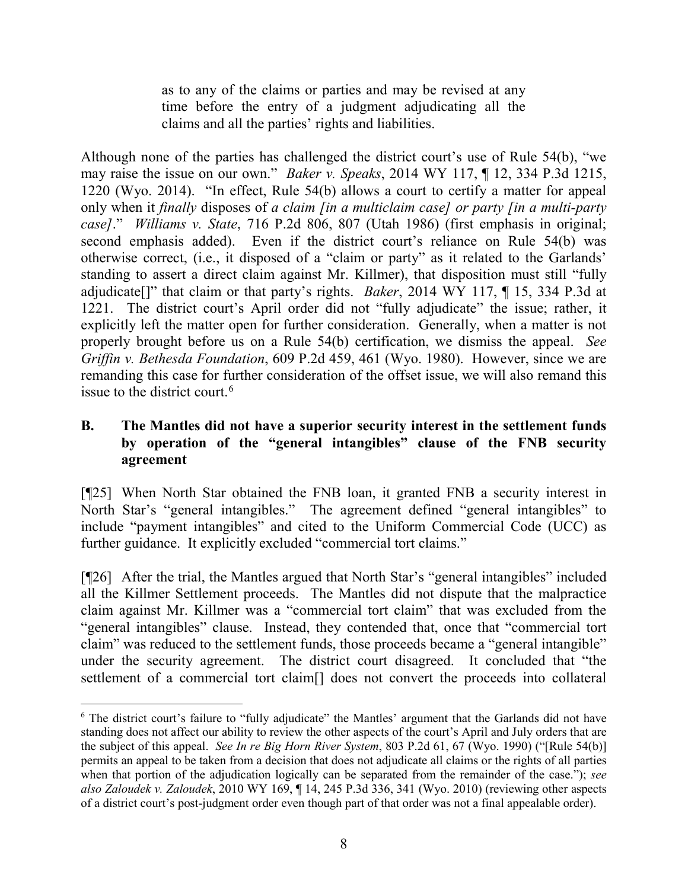> as to any of the claims or parties and may be revised at any time before the entry of a judgment adjudicating all the claims and all the parties' rights and liabilities.

Although none of the parties has challenged the district court's use of Rule 54(b), "we may raise the issue on our own." *Baker v. Speaks*, 2014 WY 117, ¶ 12, 334 P.3d 1215, 1220 (Wyo. 2014). "In effect, Rule 54(b) allows a court to certify a matter for appeal only when it *finally* disposes of *a claim [in a multiclaim case] or party [in a multi-party case]*." *Williams v. State*, 716 P.2d 806, 807 (Utah 1986) (first emphasis in original; second emphasis added). Even if the district court's reliance on Rule 54(b) was otherwise correct, (i.e., it disposed of a "claim or party" as it related to the Garlands' standing to assert a direct claim against Mr. Killmer), that disposition must still "fully adjudicate[]" that claim or that party's rights. *Baker*, 2014 WY 117, ¶ 15, 334 P.3d at 1221. The district court's April order did not "fully adjudicate" the issue; rather, it explicitly left the matter open for further consideration. Generally, when a matter is not properly brought before us on a Rule 54(b) certification, we dismiss the appeal. *See Griffin v. Bethesda Foundation*, 609 P.2d 459, 461 (Wyo. 1980). However, since we are remanding this case for further consideration of the offset issue, we will also remand this issue to the district court.[6]

## B. The Mantles did not have a superior security interest in the settlement funds by operation of the "general intangibles" clause of the FNB security agreement

[¶25] When North Star obtained the FNB loan, it granted FNB a security interest in North Star's "general intangibles." The agreement defined "general intangibles" to include "payment intangibles" and cited to the Uniform Commercial Code (UCC) as further guidance. It explicitly excluded "commercial tort claims."

[¶26] After the trial, the Mantles argued that North Star's "general intangibles" included all the Killmer Settlement proceeds. The Mantles did not dispute that the malpractice claim against Mr. Killmer was a "commercial tort claim" that was excluded from the "general intangibles" clause. Instead, they contended that, once that "commercial tort claim" was reduced to the settlement funds, those proceeds became a "general intangible" under the security agreement. The district court disagreed. It concluded that "the settlement of a commercial tort claim[] does not convert the proceeds into collateral

---

[6] The district court's failure to "fully adjudicate" the Mantles' argument that the Garlands did not have standing does not affect our ability to review the other aspects of the court's April and July orders that are the subject of this appeal. *See In re Big Horn River System*, 803 P.2d 61, 67 (Wyo. 1990) ("[Rule 54(b)] permits an appeal to be taken from a decision that does not adjudicate all claims or the rights of all parties when that portion of the adjudication logically can be separated from the remainder of the case."); *see also Zaloudek v. Zaloudek*, 2010 WY 169, ¶ 14, 245 P.3d 336, 341 (Wyo. 2010) (reviewing other aspects of a district court's post-judgment order even though part of that order was not a final appealable order).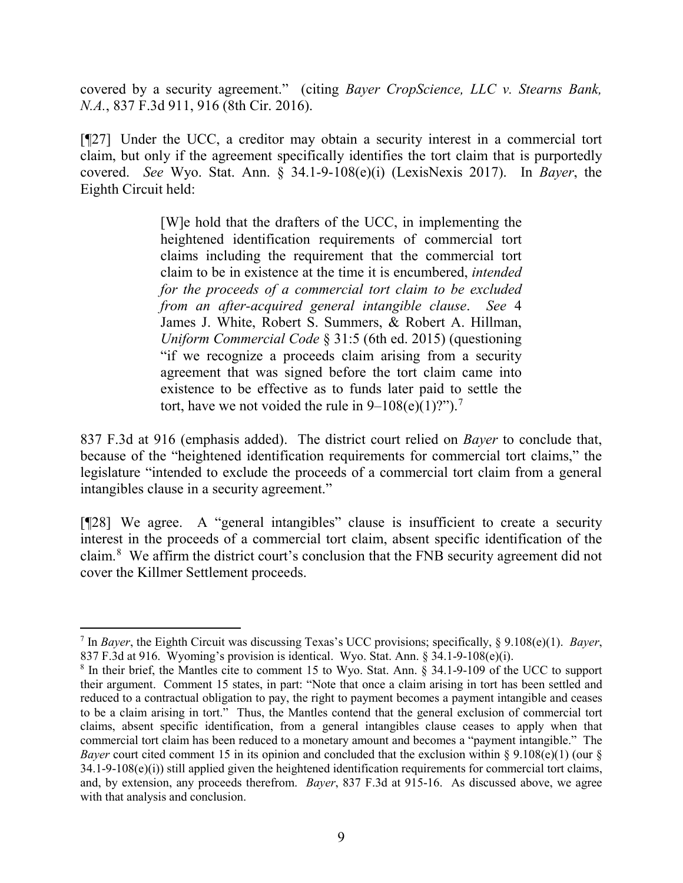covered by a security agreement." (citing *Bayer CropScience, LLC v. Stearns Bank, N.A.*, 837 F.3d 911, 916 (8th Cir. 2016).

[¶27] Under the UCC, a creditor may obtain a security interest in a commercial tort claim, but only if the agreement specifically identifies the tort claim that is purportedly covered. *See* Wyo. Stat. Ann. § 34.1-9-108(e)(i) (LexisNexis 2017). In *Bayer*, the Eighth Circuit held:

> [W]e hold that the drafters of the UCC, in implementing the heightened identification requirements of commercial tort claims including the requirement that the commercial tort claim to be in existence at the time it is encumbered, *intended for the proceeds of a commercial tort claim to be excluded from an after-acquired general intangible clause*. *See* 4 James J. White, Robert S. Summers, & Robert A. Hillman, *Uniform Commercial Code* § 31:5 (6th ed. 2015) (questioning "if we recognize a proceeds claim arising from a security agreement that was signed before the tort claim came into existence to be effective as to funds later paid to settle the tort, have we not voided the rule in 9–108(e)(1)?").[7]

837 F.3d at 916 (emphasis added). The district court relied on *Bayer* to conclude that, because of the "heightened identification requirements for commercial tort claims," the legislature "intended to exclude the proceeds of a commercial tort claim from a general intangibles clause in a security agreement."

[¶28] We agree. A "general intangibles" clause is insufficient to create a security interest in the proceeds of a commercial tort claim, absent specific identification of the claim.[8] We affirm the district court's conclusion that the FNB security agreement did not cover the Killmer Settlement proceeds.

---

[7] In *Bayer*, the Eighth Circuit was discussing Texas's UCC provisions; specifically, § 9.108(e)(1). *Bayer*, 837 F.3d at 916. Wyoming's provision is identical. Wyo. Stat. Ann. § 34.1-9-108(e)(i).

[8] In their brief, the Mantles cite to comment 15 to Wyo. Stat. Ann. § 34.1-9-109 of the UCC to support their argument. Comment 15 states, in part: "Note that once a claim arising in tort has been settled and reduced to a contractual obligation to pay, the right to payment becomes a payment intangible and ceases to be a claim arising in tort." Thus, the Mantles contend that the general exclusion of commercial tort claims, absent specific identification, from a general intangibles clause ceases to apply when that commercial tort claim has been reduced to a monetary amount and becomes a "payment intangible." The *Bayer* court cited comment 15 in its opinion and concluded that the exclusion within § 9.108(e)(1) (our § 34.1-9-108(e)(i)) still applied given the heightened identification requirements for commercial tort claims, and, by extension, any proceeds therefrom. *Bayer*, 837 F.3d at 915-16. As discussed above, we agree with that analysis and conclusion.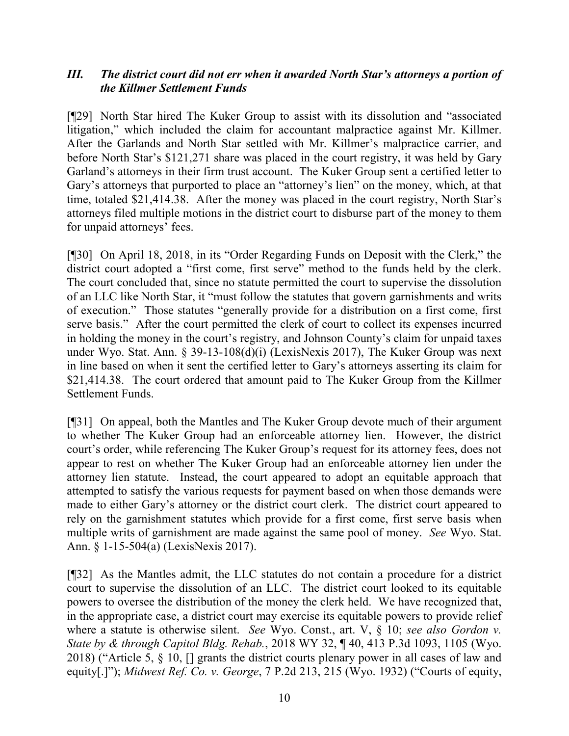### *III. The district court did not err when it awarded North Star's attorneys a portion of the Killmer Settlement Funds*

[¶29] North Star hired The Kuker Group to assist with its dissolution and "associated litigation," which included the claim for accountant malpractice against Mr. Killmer. After the Garlands and North Star settled with Mr. Killmer's malpractice carrier, and before North Star's $121,271 share was placed in the court registry, it was held by Gary Garland's attorneys in their firm trust account. The Kuker Group sent a certified letter to Gary's attorneys that purported to place an "attorney's lien" on the money, which, at that time, totaled $21,414.38. After the money was placed in the court registry, North Star's attorneys filed multiple motions in the district court to disburse part of the money to them for unpaid attorneys' fees.

[¶30] On April 18, 2018, in its "Order Regarding Funds on Deposit with the Clerk," the district court adopted a "first come, first serve" method to the funds held by the clerk. The court concluded that, since no statute permitted the court to supervise the dissolution of an LLC like North Star, it "must follow the statutes that govern garnishments and writs of execution." Those statutes "generally provide for a distribution on a first come, first serve basis." After the court permitted the clerk of court to collect its expenses incurred in holding the money in the court's registry, and Johnson County's claim for unpaid taxes under Wyo. Stat. Ann. § 39-13-108(d)(i) (LexisNexis 2017), The Kuker Group was next in line based on when it sent the certified letter to Gary's attorneys asserting its claim for $21,414.38. The court ordered that amount paid to The Kuker Group from the Killmer Settlement Funds.

[¶31] On appeal, both the Mantles and The Kuker Group devote much of their argument to whether The Kuker Group had an enforceable attorney lien. However, the district court's order, while referencing The Kuker Group's request for its attorney fees, does not appear to rest on whether The Kuker Group had an enforceable attorney lien under the attorney lien statute. Instead, the court appeared to adopt an equitable approach that attempted to satisfy the various requests for payment based on when those demands were made to either Gary's attorney or the district court clerk. The district court appeared to rely on the garnishment statutes which provide for a first come, first serve basis when multiple writs of garnishment are made against the same pool of money. *See* Wyo. Stat. Ann. § 1-15-504(a) (LexisNexis 2017).

[¶32] As the Mantles admit, the LLC statutes do not contain a procedure for a district court to supervise the dissolution of an LLC. The district court looked to its equitable powers to oversee the distribution of the money the clerk held. We have recognized that, in the appropriate case, a district court may exercise its equitable powers to provide relief where a statute is otherwise silent. *See* Wyo. Const., art. V, § 10; *see also Gordon v. State by & through Capitol Bldg. Rehab.*, 2018 WY 32, ¶ 40, 413 P.3d 1093, 1105 (Wyo. 2018) ("Article 5, § 10, [] grants the district courts plenary power in all cases of law and equity[.]"); *Midwest Ref. Co. v. George*, 7 P.2d 213, 215 (Wyo. 1932) ("Courts of equity,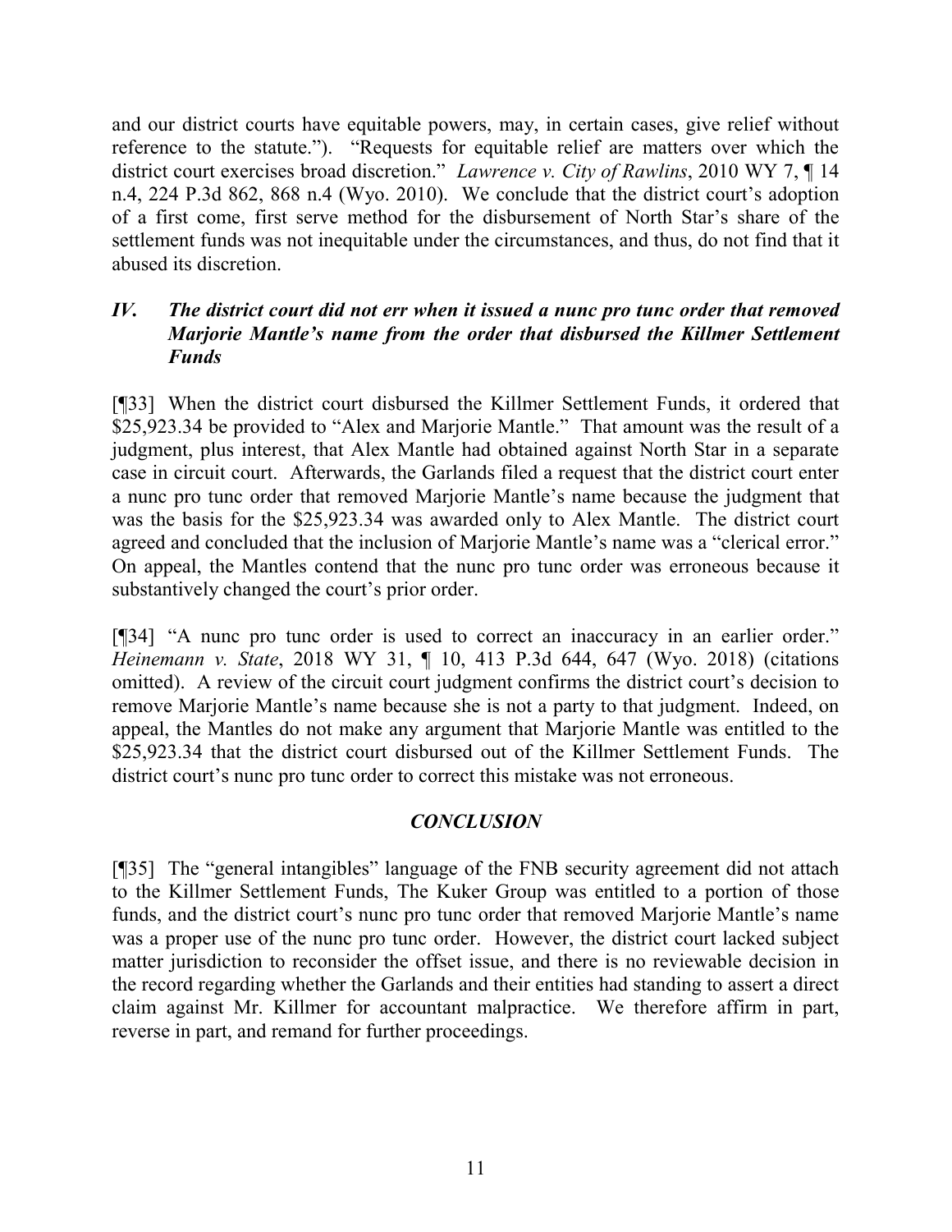and our district courts have equitable powers, may, in certain cases, give relief without reference to the statute."). "Requests for equitable relief are matters over which the district court exercises broad discretion." *Lawrence v. City of Rawlins*, 2010 WY 7, ¶ 14 n.4, 224 P.3d 862, 868 n.4 (Wyo. 2010). We conclude that the district court's adoption of a first come, first serve method for the disbursement of North Star's share of the settlement funds was not inequitable under the circumstances, and thus, do not find that it abused its discretion.

### *IV. The district court did not err when it issued a nunc pro tunc order that removed Marjorie Mantle's name from the order that disbursed the Killmer Settlement Funds*

[¶33] When the district court disbursed the Killmer Settlement Funds, it ordered that $25,923.34 be provided to "Alex and Marjorie Mantle." That amount was the result of a judgment, plus interest, that Alex Mantle had obtained against North Star in a separate case in circuit court. Afterwards, the Garlands filed a request that the district court enter a nunc pro tunc order that removed Marjorie Mantle's name because the judgment that was the basis for the $25,923.34 was awarded only to Alex Mantle. The district court agreed and concluded that the inclusion of Marjorie Mantle's name was a "clerical error." On appeal, the Mantles contend that the nunc pro tunc order was erroneous because it substantively changed the court's prior order.

[¶34] "A nunc pro tunc order is used to correct an inaccuracy in an earlier order." *Heinemann v. State*, 2018 WY 31, ¶ 10, 413 P.3d 644, 647 (Wyo. 2018) (citations omitted). A review of the circuit court judgment confirms the district court's decision to remove Marjorie Mantle's name because she is not a party to that judgment. Indeed, on appeal, the Mantles do not make any argument that Marjorie Mantle was entitled to the $25,923.34 that the district court disbursed out of the Killmer Settlement Funds. The district court's nunc pro tunc order to correct this mistake was not erroneous.

## *CONCLUSION*

[¶35] The "general intangibles" language of the FNB security agreement did not attach to the Killmer Settlement Funds, The Kuker Group was entitled to a portion of those funds, and the district court's nunc pro tunc order that removed Marjorie Mantle's name was a proper use of the nunc pro tunc order. However, the district court lacked subject matter jurisdiction to reconsider the offset issue, and there is no reviewable decision in the record regarding whether the Garlands and their entities had standing to assert a direct claim against Mr. Killmer for accountant malpractice. We therefore affirm in part, reverse in part, and remand for further proceedings.